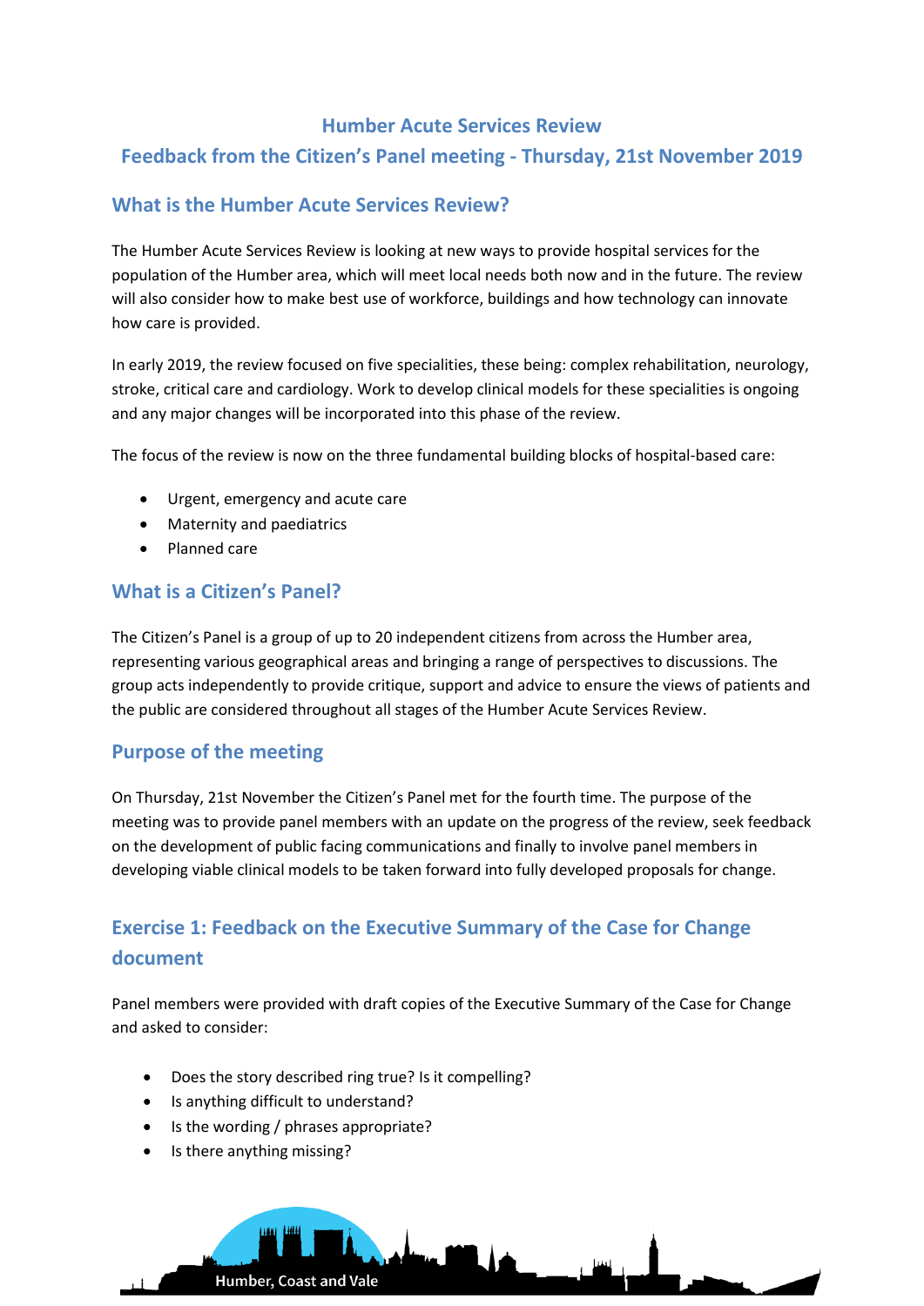# Humber Acute Services Review

## Feedback from the Citizen's Panel meeting - Thursday, 21st November 2019

## What is the Humber Acute Services Review?

The Humber Acute Services Review is looking at new ways to provide hospital services for the population of the Humber area, which will meet local needs both now and in the future. The review will also consider how to make best use of workforce, buildings and how technology can innovate how care is provided.

In early 2019, the review focused on five specialities, these being: complex rehabilitation, neurology, stroke, critical care and cardiology. Work to develop clinical models for these specialities is ongoing and any major changes will be incorporated into this phase of the review.

The focus of the review is now on the three fundamental building blocks of hospital-based care:

- Urgent, emergency and acute care
- Maternity and paediatrics
- Planned care

## What is a Citizen's Panel?

The Citizen's Panel is a group of up to 20 independent citizens from across the Humber area, representing various geographical areas and bringing a range of perspectives to discussions. The group acts independently to provide critique, support and advice to ensure the views of patients and the public are considered throughout all stages of the Humber Acute Services Review.

## Purpose of the meeting

On Thursday, 21st November the Citizen's Panel met for the fourth time. The purpose of the meeting was to provide panel members with an update on the progress of the review, seek feedback on the development of public facing communications and finally to involve panel members in developing viable clinical models to be taken forward into fully developed proposals for change.

## Exercise 1: Feedback on the Executive Summary of the Case for Change document

Panel members were provided with draft copies of the Executive Summary of the Case for Change and asked to consider:

- Does the story described ring true? Is it compelling?
- Is anything difficult to understand?
- Is the wording / phrases appropriate?
- Is there anything missing?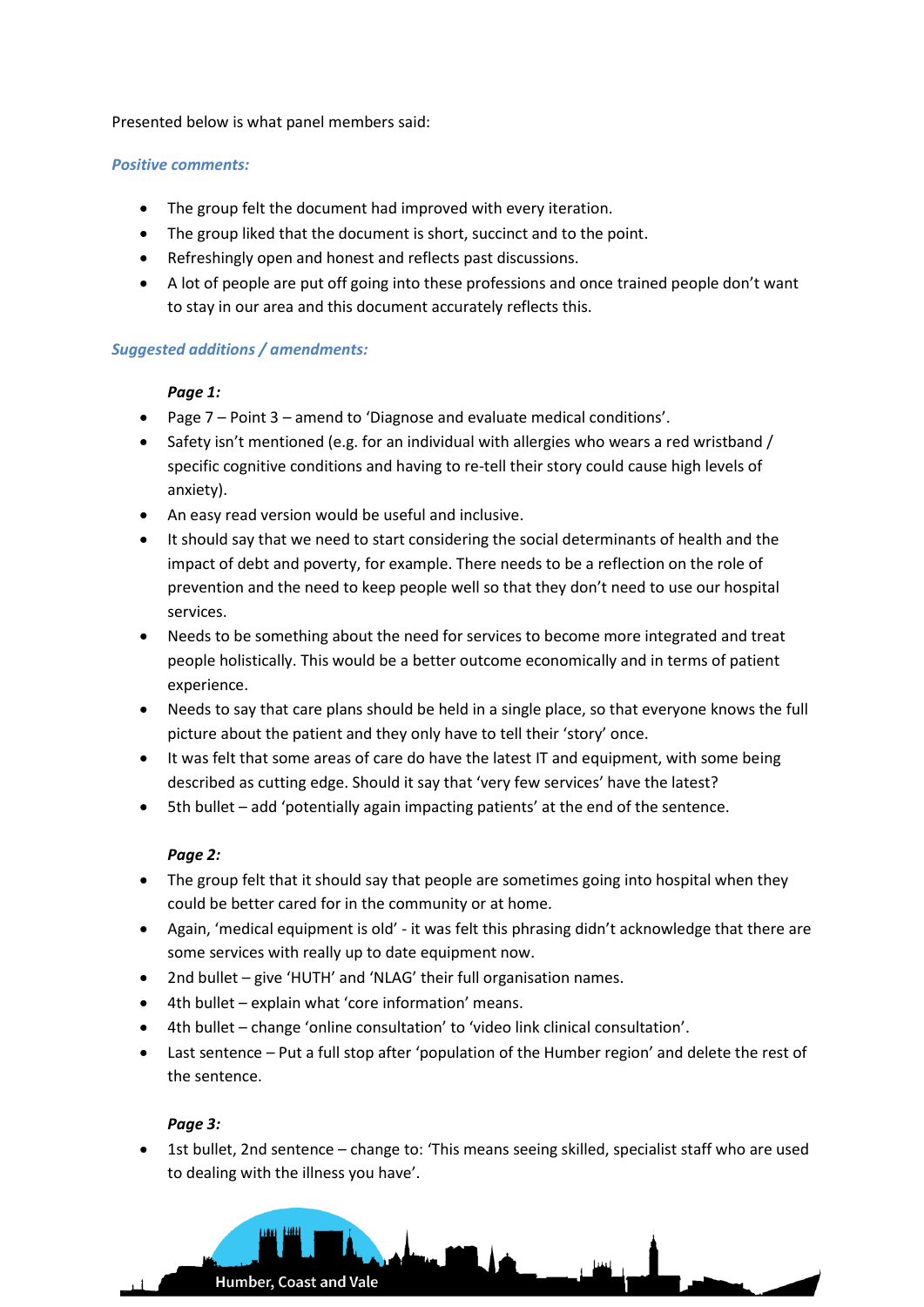Presented below is what panel members said:

***Positive comments:***

- The group felt the document had improved with every iteration.
- The group liked that the document is short, succinct and to the point.
- Refreshingly open and honest and reflects past discussions.
- A lot of people are put off going into these professions and once trained people don't want to stay in our area and this document accurately reflects this.

***Suggested additions / amendments:***

***Page 1:***

- Page 7 – Point 3 – amend to 'Diagnose and evaluate medical conditions'.
- Safety isn't mentioned (e.g. for an individual with allergies who wears a red wristband / specific cognitive conditions and having to re-tell their story could cause high levels of anxiety).
- An easy read version would be useful and inclusive.
- It should say that we need to start considering the social determinants of health and the impact of debt and poverty, for example. There needs to be a reflection on the role of prevention and the need to keep people well so that they don't need to use our hospital services.
- Needs to be something about the need for services to become more integrated and treat people holistically. This would be a better outcome economically and in terms of patient experience.
- Needs to say that care plans should be held in a single place, so that everyone knows the full picture about the patient and they only have to tell their 'story' once.
- It was felt that some areas of care do have the latest IT and equipment, with some being described as cutting edge. Should it say that 'very few services' have the latest?
- 5th bullet – add 'potentially again impacting patients' at the end of the sentence.

***Page 2:***

- The group felt that it should say that people are sometimes going into hospital when they could be better cared for in the community or at home.
- Again, 'medical equipment is old' - it was felt this phrasing didn't acknowledge that there are some services with really up to date equipment now.
- 2nd bullet – give 'HUTH' and 'NLAG' their full organisation names.
- 4th bullet – explain what 'core information' means.
- 4th bullet – change 'online consultation' to 'video link clinical consultation'.
- Last sentence – Put a full stop after 'population of the Humber region' and delete the rest of the sentence.

***Page 3:***

- 1st bullet, 2nd sentence – change to: 'This means seeing skilled, specialist staff who are used to dealing with the illness you have'.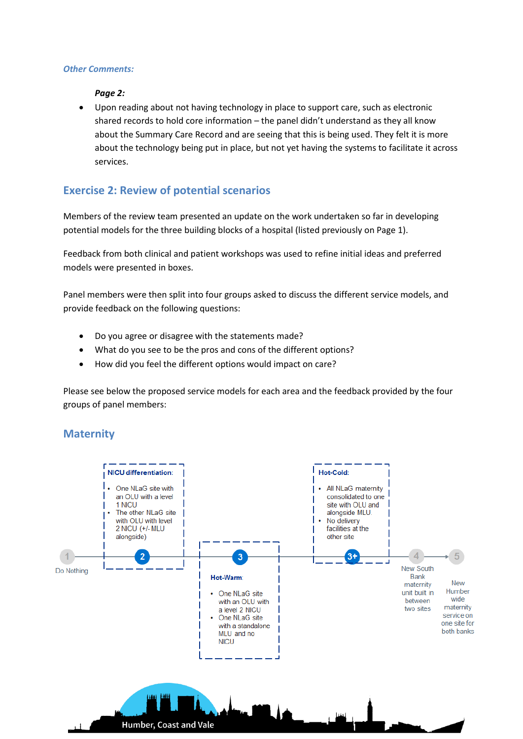### *Other Comments:*

***Page 2:***

- Upon reading about not having technology in place to support care, such as electronic shared records to hold core information – the panel didn't understand as they all know about the Summary Care Record and are seeing that this is being used. They felt it is more about the technology being put in place, but not yet having the systems to facilitate it across services.

## Exercise 2: Review of potential scenarios

Members of the review team presented an update on the work undertaken so far in developing potential models for the three building blocks of a hospital (listed previously on Page 1).

Feedback from both clinical and patient workshops was used to refine initial ideas and preferred models were presented in boxes.

Panel members were then split into four groups asked to discuss the different service models, and provide feedback on the following questions:

- Do you agree or disagree with the statements made?
- What do you see to be the pros and cons of the different options?
- How did you feel the different options would impact on care?

Please see below the proposed service models for each area and the feedback provided by the four groups of panel members:

## Maternity

1 Do Nothing

2 **NICU differentiation:**
- One NLaG site with an OLU with a level 1 NICU
- The other NLaG site with OLU with level 2 NICU (+/- MLU alongside)

3 **Hot-Warm:**
- One NLaG site with an OLU with a level 2 NICU
- One NLaG site with a standalone MLU and no NICU

3+ **Hot-Cold:**
- All NLaG maternity consolidated to one site with OLU and alongside MLU.
- No delivery facilities at the other site

4 New South Bank maternity unit built in between two sites

5 New Humber wide maternity service on one site for both banks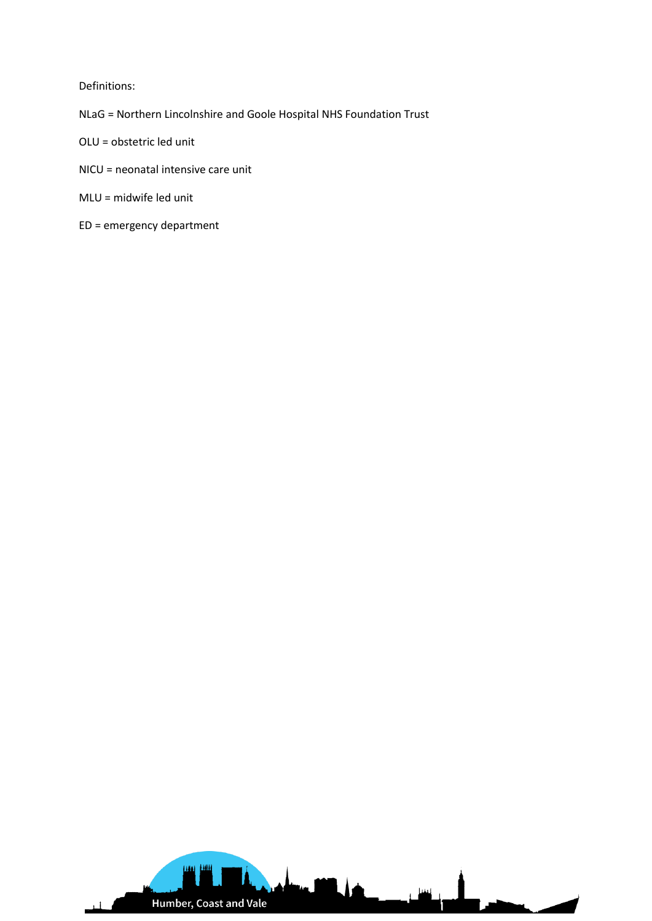Definitions:

NLaG = Northern Lincolnshire and Goole Hospital NHS Foundation Trust

OLU = obstetric led unit

NICU = neonatal intensive care unit

MLU = midwife led unit

ED = emergency department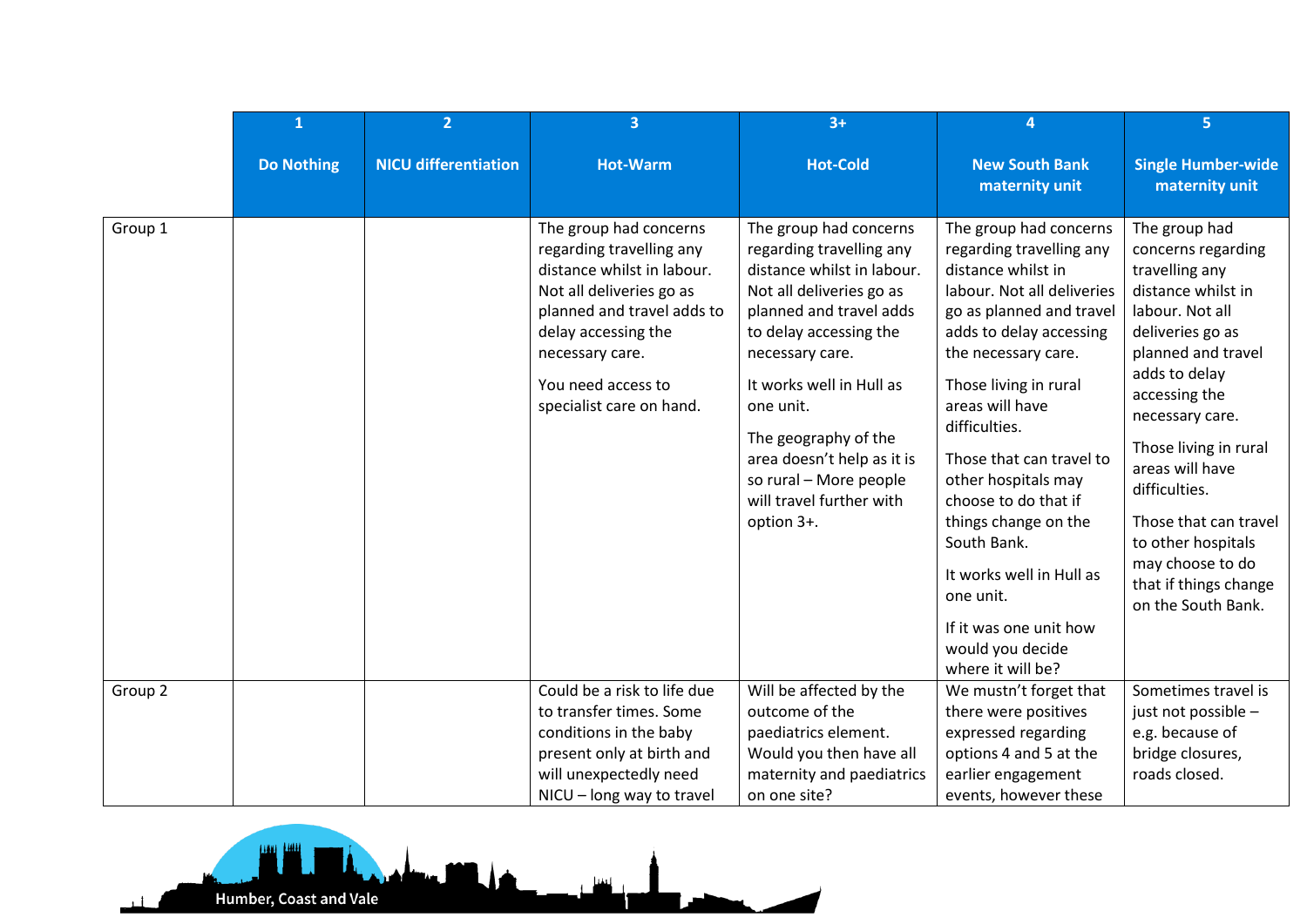| | 1<br><br>Do Nothing | 2<br><br>NICU differentiation | 3<br><br>Hot-Warm | 3+<br><br>Hot-Cold | 4<br><br>New South Bank maternity unit | 5<br><br>Single Humber-wide maternity unit |
|---|---|---|---|---|---|---|
| Group 1 | | | The group had concerns regarding travelling any distance whilst in labour. Not all deliveries go as planned and travel adds to delay accessing the necessary care.<br><br>You need access to specialist care on hand. | The group had concerns regarding travelling any distance whilst in labour. Not all deliveries go as planned and travel adds to delay accessing the necessary care.<br><br>It works well in Hull as one unit.<br><br>The geography of the area doesn't help as it is so rural – More people will travel further with option 3+. | The group had concerns regarding travelling any distance whilst in labour. Not all deliveries go as planned and travel adds to delay accessing the necessary care.<br><br>Those living in rural areas will have difficulties.<br><br>Those that can travel to other hospitals may choose to do that if things change on the South Bank.<br><br>It works well in Hull as one unit.<br><br>If it was one unit how would you decide where it will be? | The group had concerns regarding travelling any distance whilst in labour. Not all deliveries go as planned and travel adds to delay accessing the necessary care.<br><br>Those living in rural areas will have difficulties.<br><br>Those that can travel to other hospitals may choose to do that if things change on the South Bank. |
| Group 2 | | | Could be a risk to life due to transfer times. Some conditions in the baby present only at birth and will unexpectedly need NICU – long way to travel | Will be affected by the outcome of the paediatrics element. Would you then have all maternity and paediatrics on one site? | We mustn't forget that there were positives expressed regarding options 4 and 5 at the earlier engagement events, however these | Sometimes travel is just not possible – e.g. because of bridge closures, roads closed. |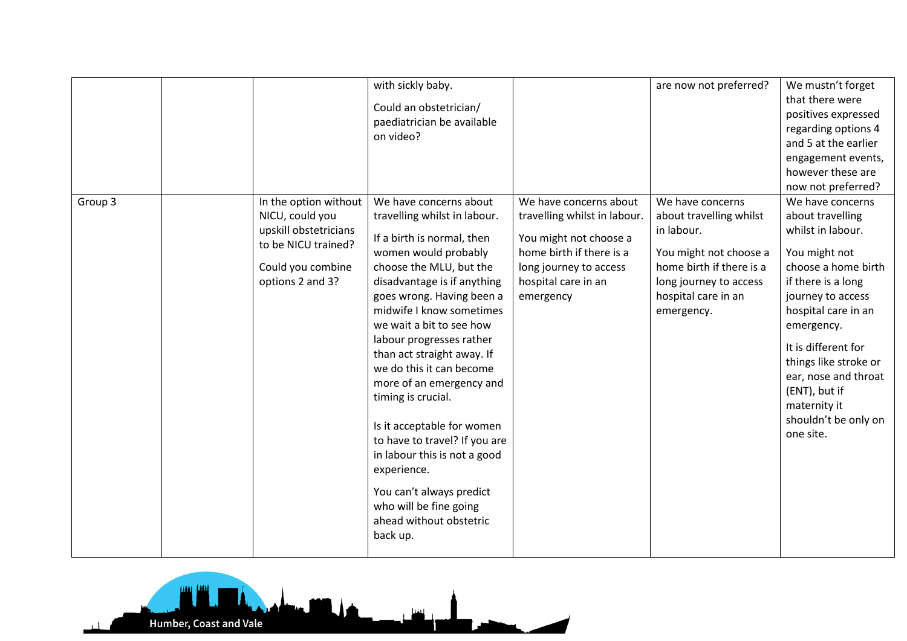| | | | | | | |
|---|---|---|---|---|---|---|
| | | | with sickly baby.<br><br>Could an obstetrician/ paediatrician be available on video? | | are now not preferred? | We mustn't forget that there were positives expressed regarding options 4 and 5 at the earlier engagement events, however these are now not preferred? |
| Group 3 | | In the option without NICU, could you upskill obstetricians to be NICU trained?<br><br>Could you combine options 2 and 3? | We have concerns about travelling whilst in labour.<br><br>If a birth is normal, then women would probably choose the MLU, but the disadvantage is if anything goes wrong. Having been a midwife I know sometimes we wait a bit to see how labour progresses rather than act straight away. If we do this it can become more of an emergency and timing is crucial.<br><br>Is it acceptable for women to have to travel? If you are in labour this is not a good experience.<br><br>You can't always predict who will be fine going ahead without obstetric back up. | We have concerns about travelling whilst in labour.<br><br>You might not choose a home birth if there is a long journey to access hospital care in an emergency | We have concerns about travelling whilst in labour.<br><br>You might not choose a home birth if there is a long journey to access hospital care in an emergency. | We have concerns about travelling whilst in labour.<br><br>You might not choose a home birth if there is a long journey to access hospital care in an emergency.<br><br>It is different for things like stroke or ear, nose and throat (ENT), but if maternity it shouldn't be only on one site. |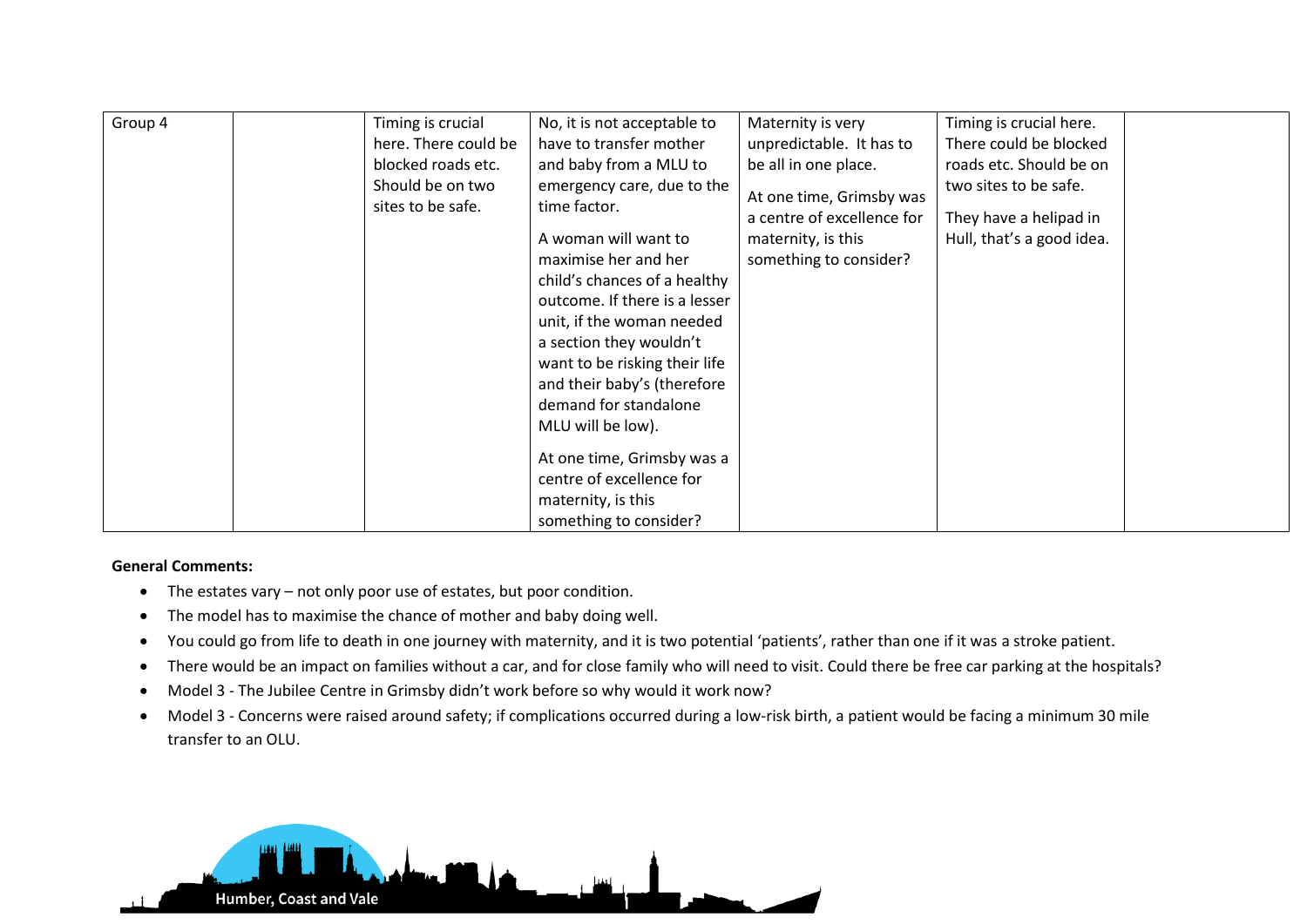| | | | | | | |
|---|---|---|---|---|---|---|
| Group 4 | | Timing is crucial here. There could be blocked roads etc. Should be on two sites to be safe. | No, it is not acceptable to have to transfer mother and baby from a MLU to emergency care, due to the time factor.<br><br>A woman will want to maximise her and her child's chances of a healthy outcome. If there is a lesser unit, if the woman needed a section they wouldn't want to be risking their life and their baby's (therefore demand for standalone MLU will be low).<br><br>At one time, Grimsby was a centre of excellence for maternity, is this something to consider? | Maternity is very unpredictable. It has to be all in one place.<br><br>At one time, Grimsby was a centre of excellence for maternity, is this something to consider? | Timing is crucial here. There could be blocked roads etc. Should be on two sites to be safe.<br><br>They have a helipad in Hull, that's a good idea. | |

**General Comments:**

- The estates vary – not only poor use of estates, but poor condition.
- The model has to maximise the chance of mother and baby doing well.
- You could go from life to death in one journey with maternity, and it is two potential 'patients', rather than one if it was a stroke patient.
- There would be an impact on families without a car, and for close family who will need to visit. Could there be free car parking at the hospitals?
- Model 3 - The Jubilee Centre in Grimsby didn't work before so why would it work now?
- Model 3 - Concerns were raised around safety; if complications occurred during a low-risk birth, a patient would be facing a minimum 30 mile transfer to an OLU.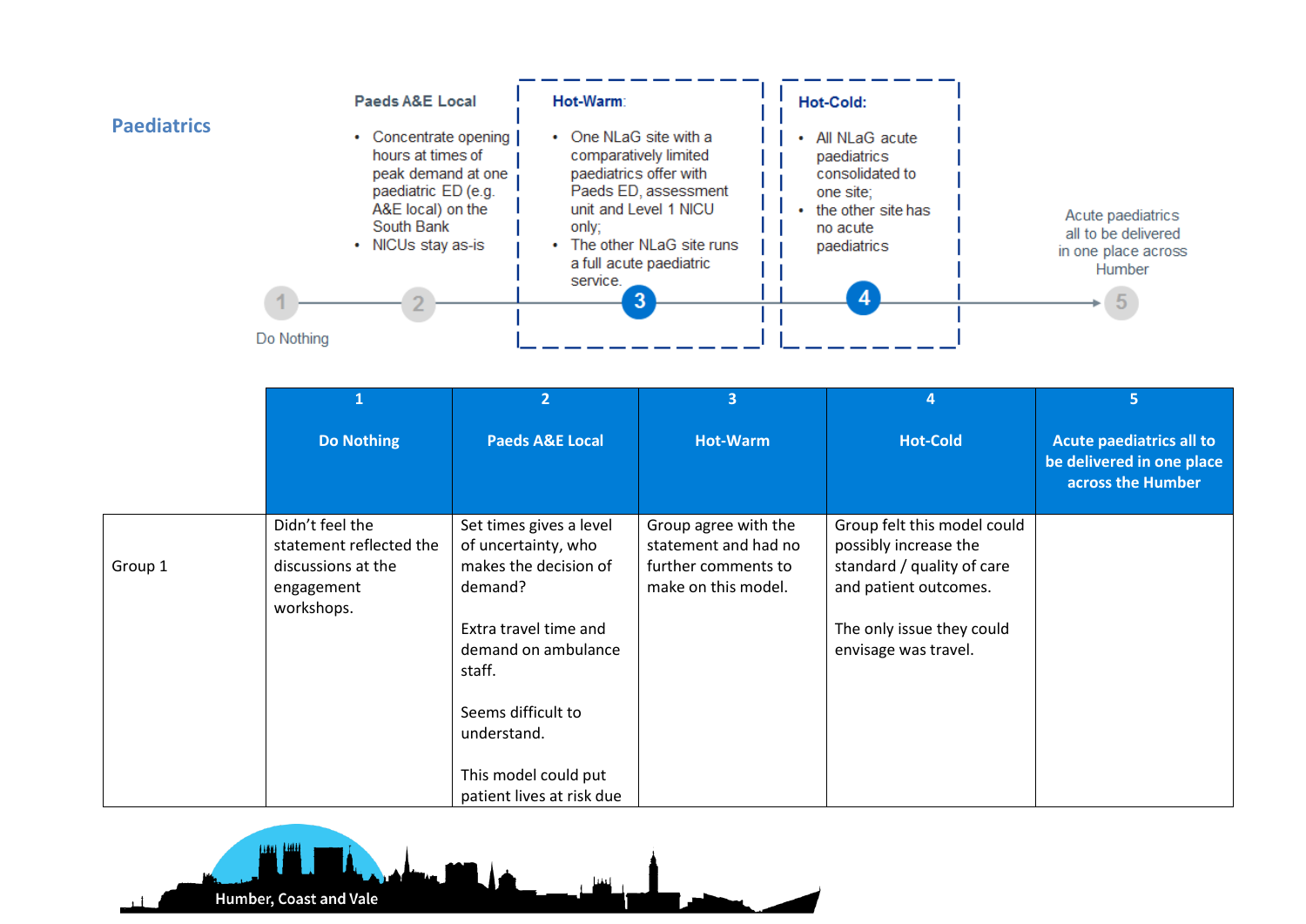## Paediatrics

**Paeds A&E Local**

- Concentrate opening hours at times of peak demand at one paediatric ED (e.g. A&E local) on the South Bank
- NICUs stay as-is

**Hot-Warm:**

- One NLaG site with a comparatively limited paediatrics offer with Paeds ED, assessment unit and Level 1 NICU only;
- The other NLaG site runs a full acute paediatric service.

**Hot-Cold:**

- All NLaG acute paediatrics consolidated to one site;
- the other site has no acute paediatrics

Acute paediatrics all to be delivered in one place across Humber

1 Do Nothing

2

3

4

5

| | 1<br><br>**Do Nothing** | 2<br><br>**Paeds A&E Local** | 3<br><br>**Hot-Warm** | 4<br><br>**Hot-Cold** | 5<br><br>**Acute paediatrics all to be delivered in one place across the Humber** |
|---|---|---|---|---|---|
| Group 1 | Didn't feel the statement reflected the discussions at the engagement workshops. | Set times gives a level of uncertainty, who makes the decision of demand?<br><br>Extra travel time and demand on ambulance staff.<br><br>Seems difficult to understand.<br><br>This model could put patient lives at risk due | Group agree with the statement and had no further comments to make on this model. | Group felt this model could possibly increase the standard / quality of care and patient outcomes.<br><br>The only issue they could envisage was travel. | |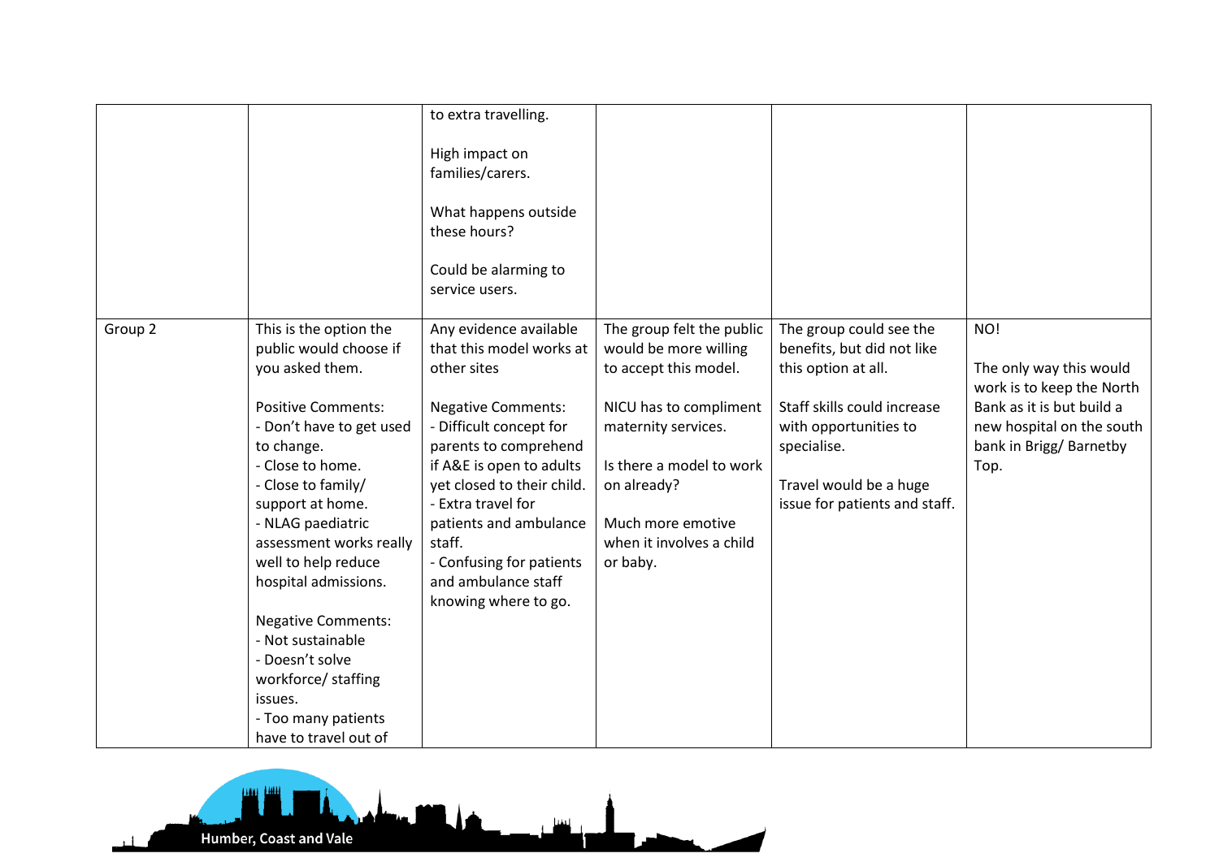| | | | | | |
|---|---|---|---|---|---|
| | | to extra travelling.<br><br>High impact on families/carers.<br><br>What happens outside these hours?<br><br>Could be alarming to service users. | | | |
| Group 2 | This is the option the public would choose if you asked them.<br><br>Positive Comments:<br>- Don't have to get used to change.<br>- Close to home.<br>- Close to family/ support at home.<br>- NLAG paediatric assessment works really well to help reduce hospital admissions.<br><br>Negative Comments:<br>- Not sustainable<br>- Doesn't solve workforce/ staffing issues.<br>- Too many patients have to travel out of | Any evidence available that this model works at other sites<br><br>Negative Comments:<br>- Difficult concept for parents to comprehend if A&E is open to adults yet closed to their child.<br>- Extra travel for patients and ambulance staff.<br>- Confusing for patients and ambulance staff knowing where to go. | The group felt the public would be more willing to accept this model.<br><br>NICU has to compliment maternity services.<br><br>Is there a model to work on already?<br><br>Much more emotive when it involves a child or baby. | The group could see the benefits, but did not like this option at all.<br><br>Staff skills could increase with opportunities to specialise.<br><br>Travel would be a huge issue for patients and staff. | NO!<br><br>The only way this would work is to keep the North Bank as it is but build a new hospital on the south bank in Brigg/ Barnetby Top. |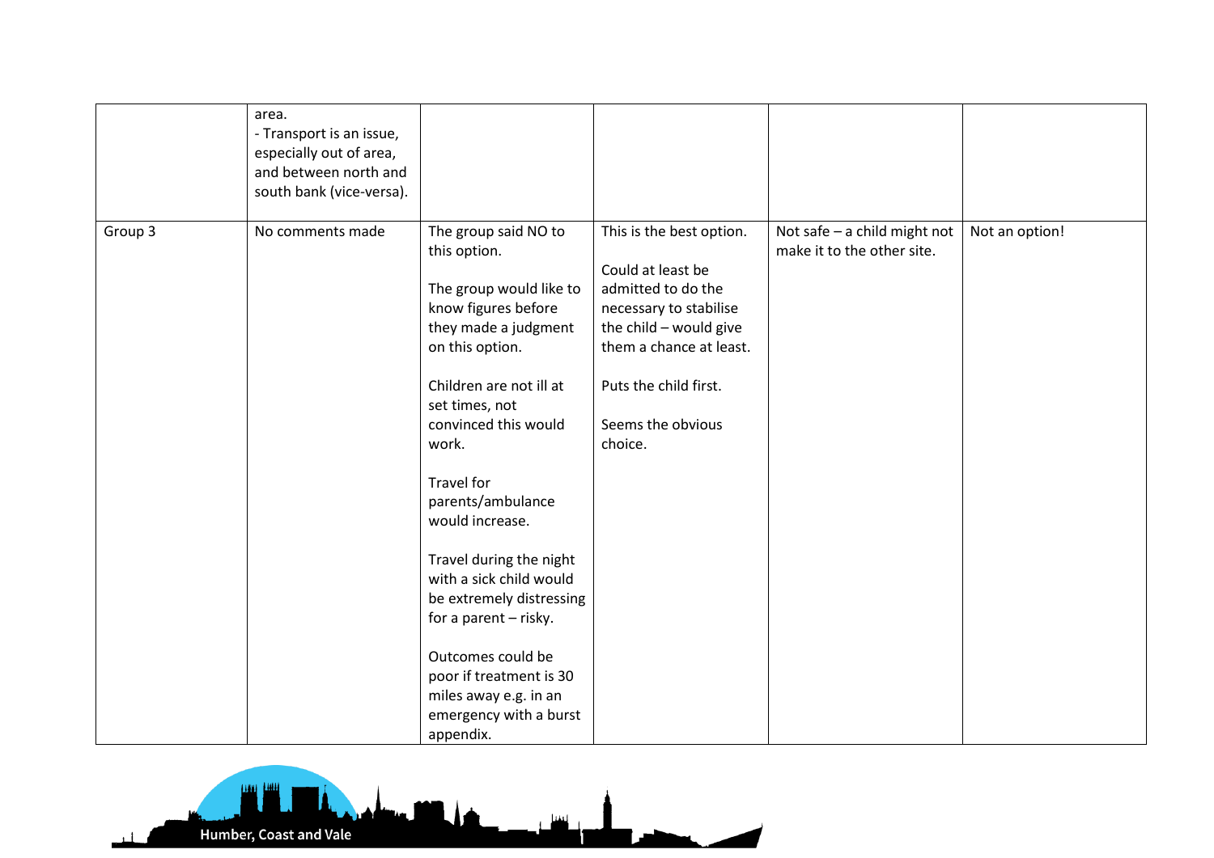| | | | | | |
|---|---|---|---|---|---|
| | area.<br>- Transport is an issue, especially out of area, and between north and south bank (vice-versa). | | | | |
| Group 3 | No comments made | The group said NO to this option.<br><br>The group would like to know figures before they made a judgment on this option.<br><br>Children are not ill at set times, not convinced this would work.<br><br>Travel for parents/ambulance would increase.<br><br>Travel during the night with a sick child would be extremely distressing for a parent – risky.<br><br>Outcomes could be poor if treatment is 30 miles away e.g. in an emergency with a burst appendix. | This is the best option.<br><br>Could at least be admitted to do the necessary to stabilise the child – would give them a chance at least.<br><br>Puts the child first.<br><br>Seems the obvious choice. | Not safe – a child might not make it to the other site. | Not an option! |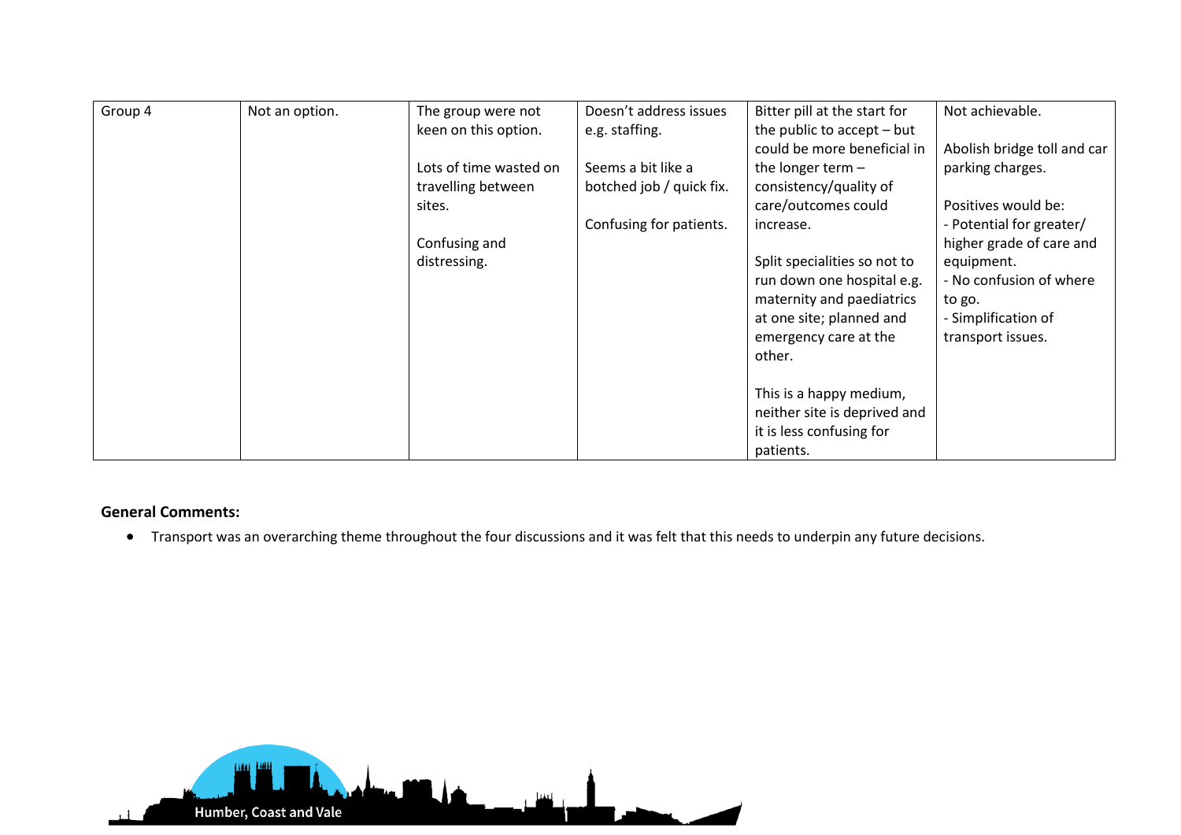| | | | | | |
|---|---|---|---|---|---|
| Group 4 | Not an option. | The group were not keen on this option.<br><br>Lots of time wasted on travelling between sites.<br><br>Confusing and distressing. | Doesn't address issues e.g. staffing.<br><br>Seems a bit like a botched job / quick fix.<br><br>Confusing for patients. | Bitter pill at the start for the public to accept – but could be more beneficial in the longer term – consistency/quality of care/outcomes could increase.<br><br>Split specialities so not to run down one hospital e.g. maternity and paediatrics at one site; planned and emergency care at the other.<br><br>This is a happy medium, neither site is deprived and it is less confusing for patients. | Not achievable.<br><br>Abolish bridge toll and car parking charges.<br><br>Positives would be:<br>- Potential for greater/ higher grade of care and equipment.<br>- No confusion of where to go.<br>- Simplification of transport issues. |

**General Comments:**

- Transport was an overarching theme throughout the four discussions and it was felt that this needs to underpin any future decisions.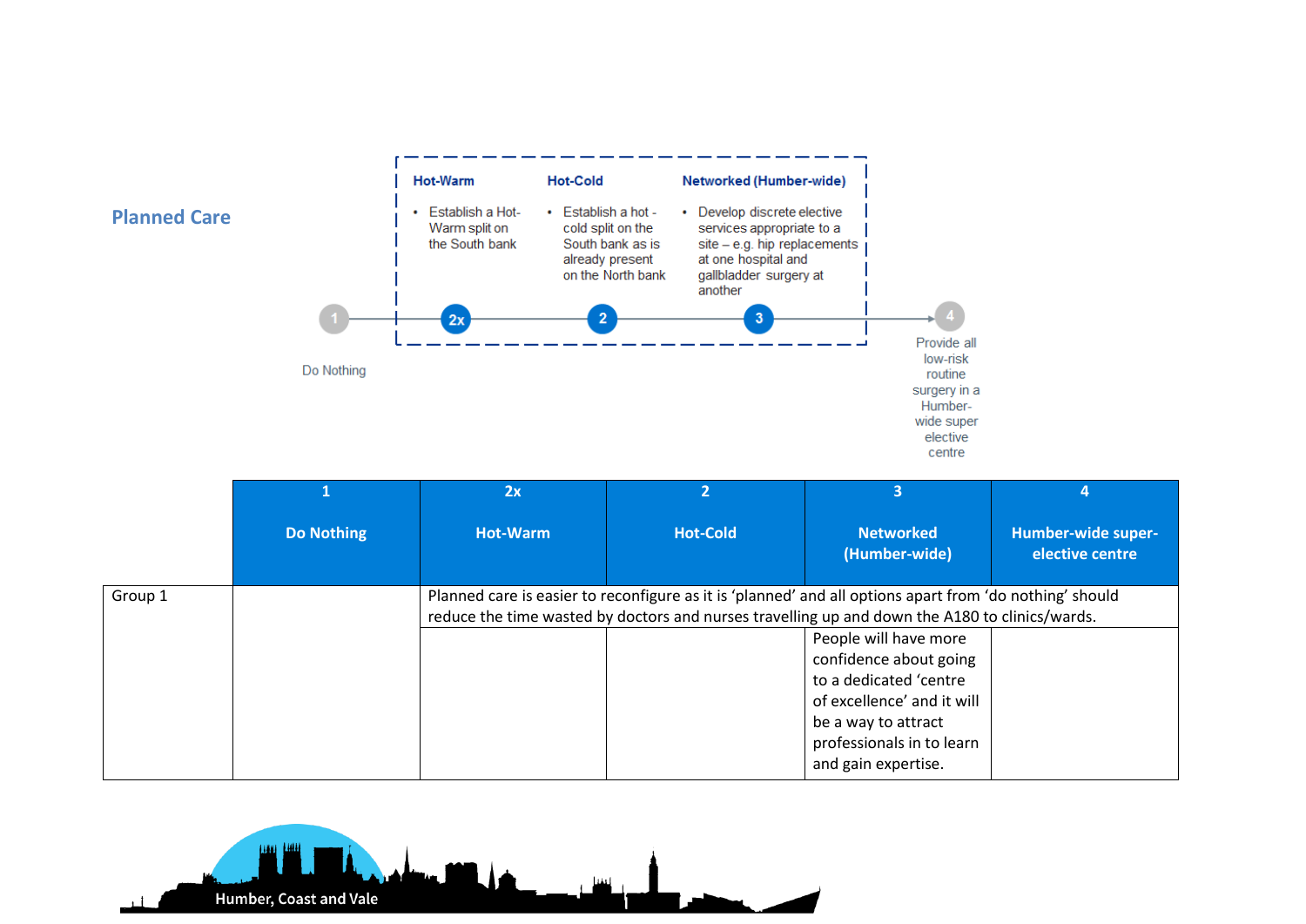## Planned Care

Hot-Warm

- Establish a Hot-Warm split on the South bank

Hot-Cold

- Establish a hot - cold split on the South bank as is already present on the North bank

Networked (Humber-wide)

- Develop discrete elective services appropriate to a site – e.g. hip replacements at one hospital and gallbladder surgery at another

1 Do Nothing

2x

2

3

4 Provide all low-risk routine surgery in a Humber-wide super elective centre

| | 1<br><br>Do Nothing | 2x<br><br>Hot-Warm | 2<br><br>Hot-Cold | 3<br><br>Networked (Humber-wide) | 4<br><br>Humber-wide super-elective centre |
|---|---|---|---|---|---|
| Group 1 | | Planned care is easier to reconfigure as it is 'planned' and all options apart from 'do nothing' should reduce the time wasted by doctors and nurses travelling up and down the A180 to clinics/wards. | | | |
| | | | | People will have more confidence about going to a dedicated 'centre of excellence' and it will be a way to attract professionals in to learn and gain expertise. | |

Humber, Coast and Vale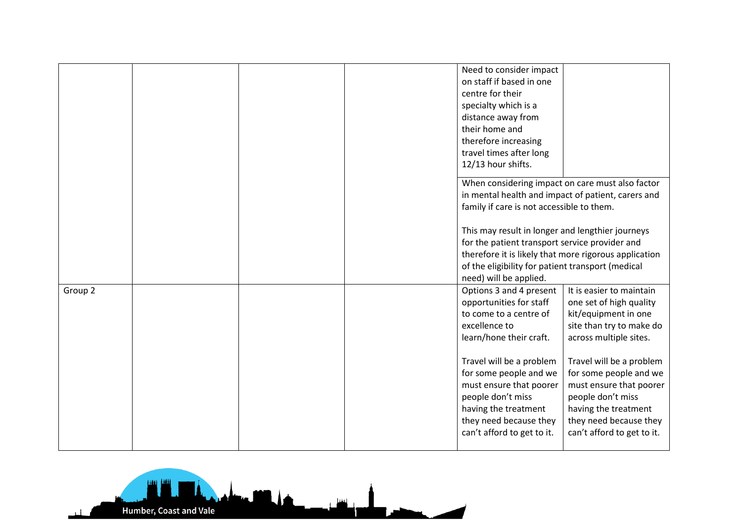| | | | | | |
|---|---|---|---|---|---|
| | | | | Need to consider impact on staff if based in one centre for their specialty which is a distance away from their home and therefore increasing travel times after long 12/13 hour shifts. | |
| | | | | When considering impact on care must also factor in mental health and impact of patient, carers and family if care is not accessible to them.<br><br>This may result in longer and lengthier journeys for the patient transport service provider and therefore it is likely that more rigorous application of the eligibility for patient transport (medical need) will be applied. | |
| Group 2 | | | | Options 3 and 4 present opportunities for staff to come to a centre of excellence to learn/hone their craft.<br><br>Travel will be a problem for some people and we must ensure that poorer people don't miss having the treatment they need because they can't afford to get to it. | It is easier to maintain one set of high quality kit/equipment in one site than try to make do across multiple sites.<br><br>Travel will be a problem for some people and we must ensure that poorer people don't miss having the treatment they need because they can't afford to get to it. |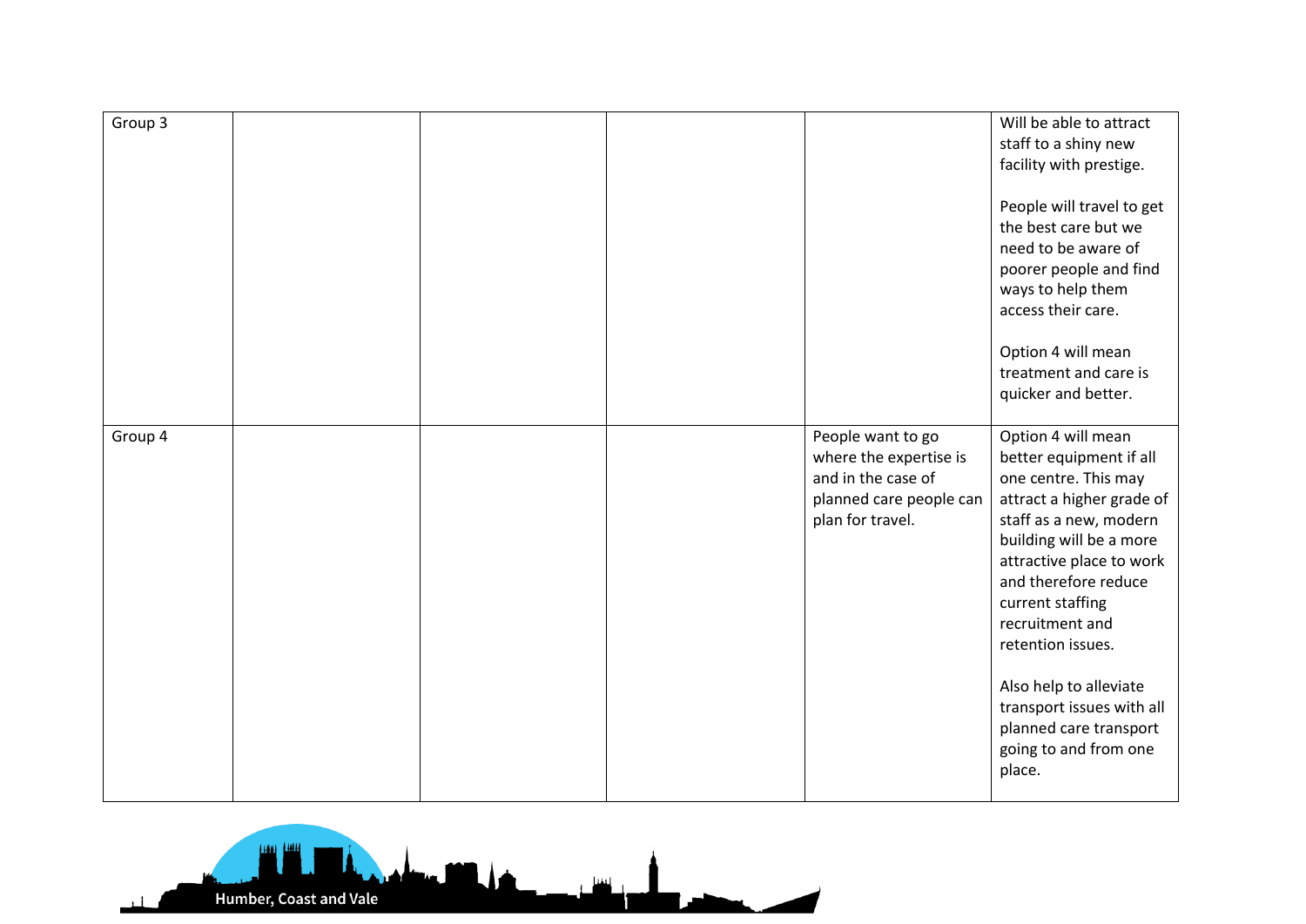| | | | | | |
|---|---|---|---|---|---|
| Group 3 | | | | | Will be able to attract staff to a shiny new facility with prestige.<br><br>People will travel to get the best care but we need to be aware of poorer people and find ways to help them access their care.<br><br>Option 4 will mean treatment and care is quicker and better. |
| Group 4 | | | | People want to go where the expertise is and in the case of planned care people can plan for travel. | Option 4 will mean better equipment if all one centre. This may attract a higher grade of staff as a new, modern building will be a more attractive place to work and therefore reduce current staffing recruitment and retention issues.<br><br>Also help to alleviate transport issues with all planned care transport going to and from one place. |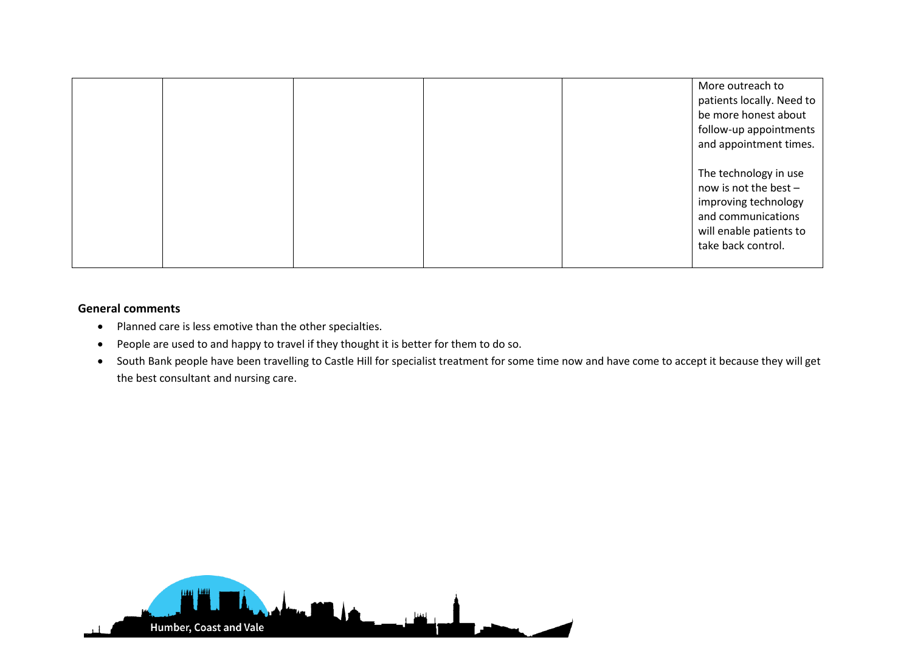| | | | | | |
|---|---|---|---|---|---|
| | | | | | More outreach to patients locally. Need to be more honest about follow-up appointments and appointment times.<br><br>The technology in use now is not the best – improving technology and communications will enable patients to take back control. |

**General comments**

- Planned care is less emotive than the other specialties.
- People are used to and happy to travel if they thought it is better for them to do so.
- South Bank people have been travelling to Castle Hill for specialist treatment for some time now and have come to accept it because they will get the best consultant and nursing care.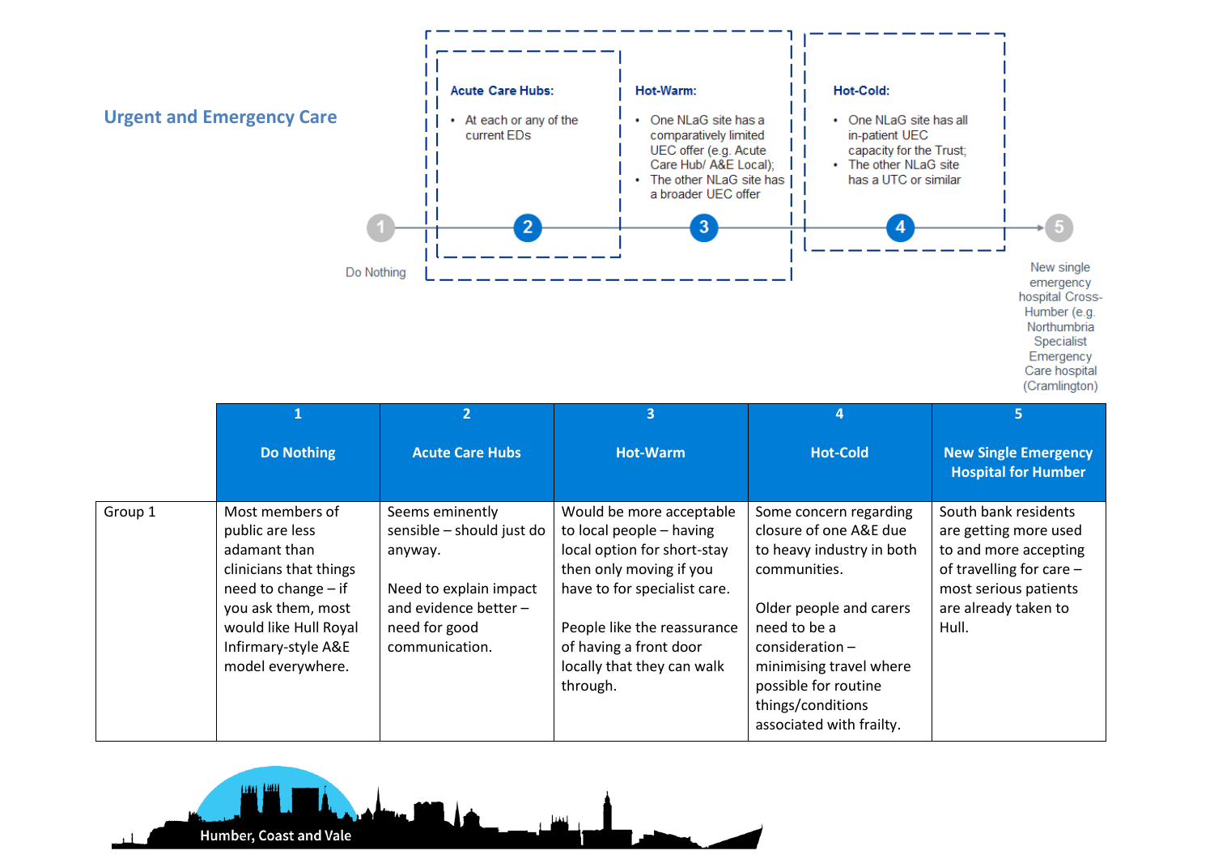## Urgent and Emergency Care

1 Do Nothing

**Acute Care Hubs:**
- At each or any of the current EDs

2

**Hot-Warm:**
- One NLaG site has a comparatively limited UEC offer (e.g. Acute Care Hub/ A&E Local);
- The other NLaG site has a broader UEC offer

3

**Hot-Cold:**
- One NLaG site has all in-patient UEC capacity for the Trust;
- The other NLaG site has a UTC or similar

4

5 New single emergency hospital Cross-Humber (e.g. Northumbria Specialist Emergency Care hospital (Cramlington)

| | 1<br><br>Do Nothing | 2<br><br>Acute Care Hubs | 3<br><br>Hot-Warm | 4<br><br>Hot-Cold | 5<br><br>New Single Emergency Hospital for Humber |
|---|---|---|---|---|---|
| Group 1 | Most members of public are less adamant than clinicians that things need to change – if you ask them, most would like Hull Royal Infirmary-style A&E model everywhere. | Seems eminently sensible – should just do anyway.<br><br>Need to explain impact and evidence better – need for good communication. | Would be more acceptable to local people – having local option for short-stay then only moving if you have to for specialist care.<br><br>People like the reassurance of having a front door locally that they can walk through. | Some concern regarding closure of one A&E due to heavy industry in both communities.<br><br>Older people and carers need to be a consideration – minimising travel where possible for routine things/conditions associated with frailty. | South bank residents are getting more used to and more accepting of travelling for care – most serious patients are already taken to Hull. |

Humber, Coast and Vale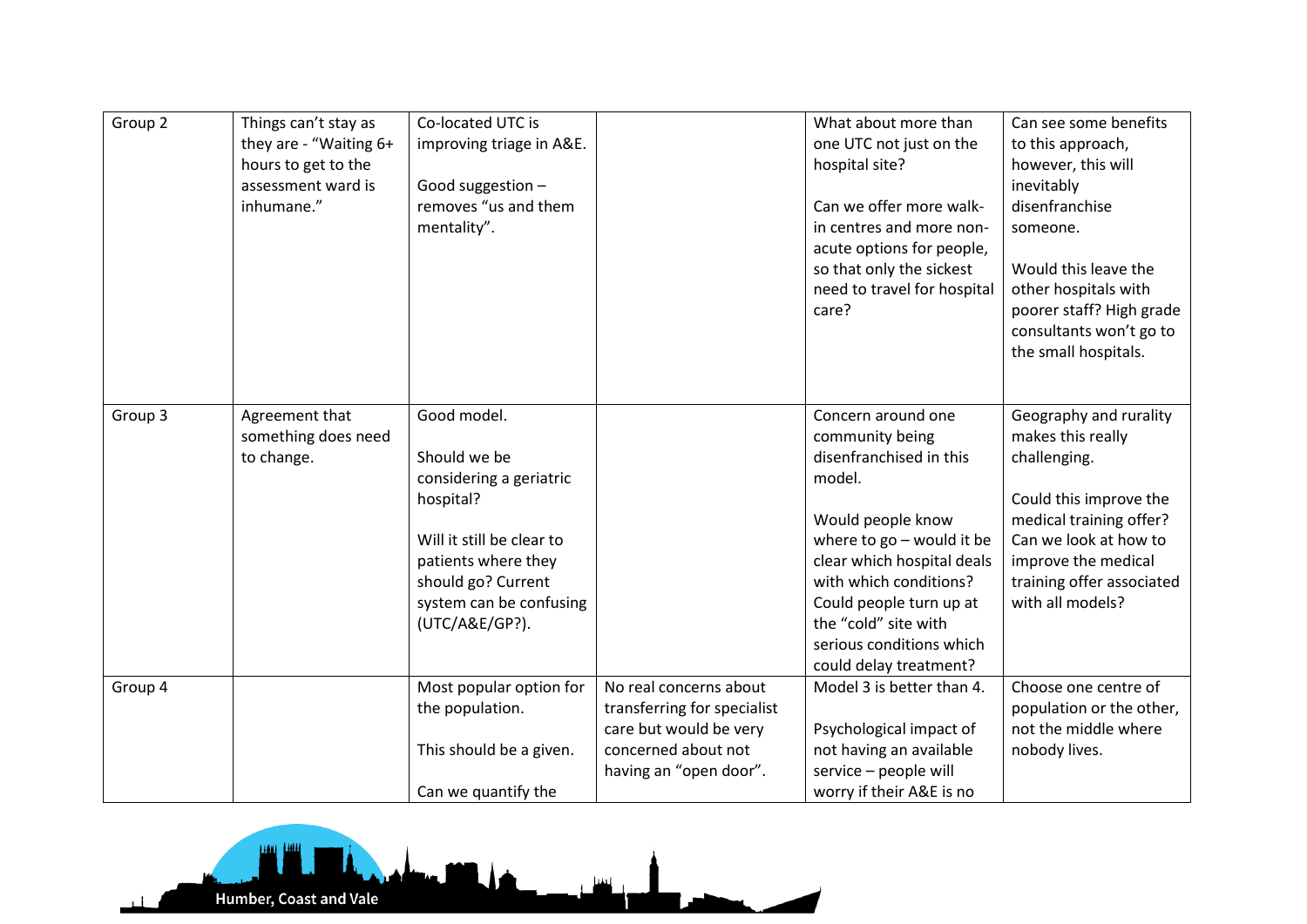| | | | | | |
|---|---|---|---|---|---|
| Group 2 | Things can't stay as they are - "Waiting 6+ hours to get to the assessment ward is inhumane." | Co-located UTC is improving triage in A&E.<br><br>Good suggestion – removes "us and them mentality". | | What about more than one UTC not just on the hospital site?<br><br>Can we offer more walk-in centres and more non-acute options for people, so that only the sickest need to travel for hospital care? | Can see some benefits to this approach, however, this will inevitably disenfranchise someone.<br><br>Would this leave the other hospitals with poorer staff? High grade consultants won't go to the small hospitals. |
| Group 3 | Agreement that something does need to change. | Good model.<br><br>Should we be considering a geriatric hospital?<br><br>Will it still be clear to patients where they should go? Current system can be confusing (UTC/A&E/GP?). | | Concern around one community being disenfranchised in this model.<br><br>Would people know where to go – would it be clear which hospital deals with which conditions? Could people turn up at the "cold" site with serious conditions which could delay treatment? | Geography and rurality makes this really challenging.<br><br>Could this improve the medical training offer? Can we look at how to improve the medical training offer associated with all models? |
| Group 4 | | Most popular option for the population.<br><br>This should be a given.<br><br>Can we quantify the | No real concerns about transferring for specialist care but would be very concerned about not having an "open door". | Model 3 is better than 4.<br><br>Psychological impact of not having an available service – people will worry if their A&E is no | Choose one centre of population or the other, not the middle where nobody lives. |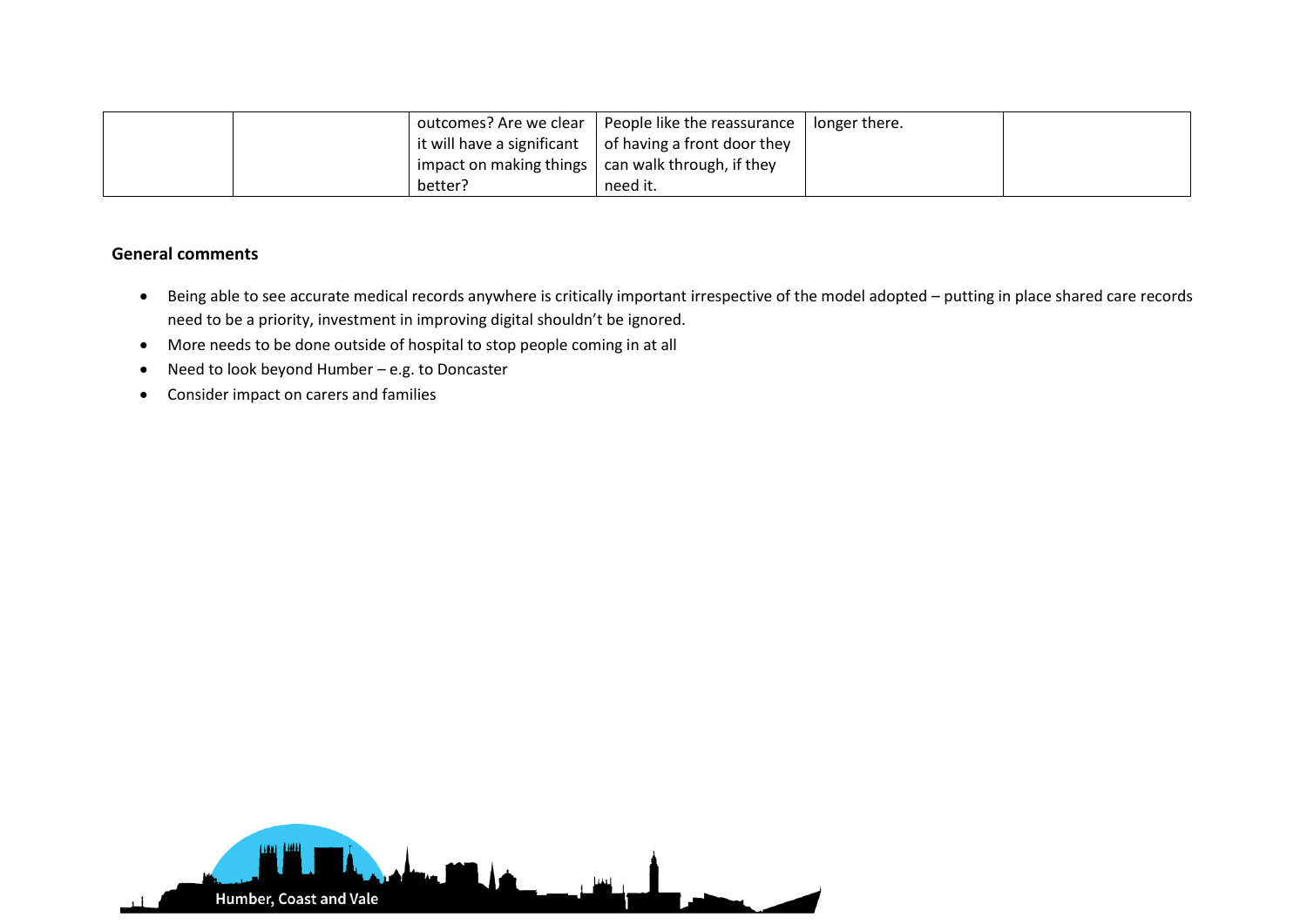| | | | | | |
|---|---|---|---|---|---|
| | | outcomes? Are we clear it will have a significant impact on making things better? | People like the reassurance of having a front door they can walk through, if they need it. | longer there. | |

**General comments**

- Being able to see accurate medical records anywhere is critically important irrespective of the model adopted – putting in place shared care records need to be a priority, investment in improving digital shouldn't be ignored.
- More needs to be done outside of hospital to stop people coming in at all
- Need to look beyond Humber – e.g. to Doncaster
- Consider impact on carers and families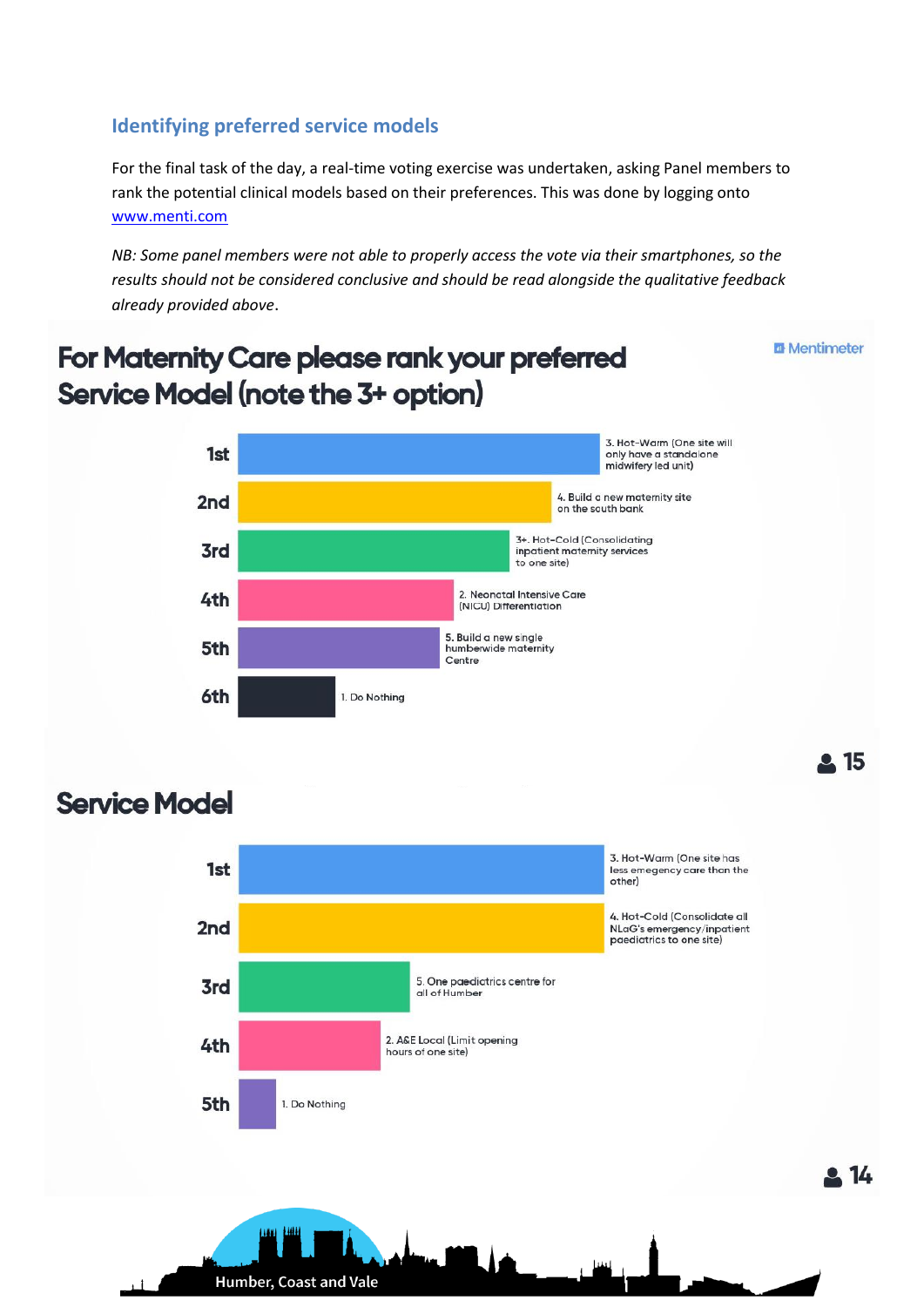### Identifying preferred service models

For the final task of the day, a real-time voting exercise was undertaken, asking Panel members to rank the potential clinical models based on their preferences. This was done by logging onto www.menti.com

*NB: Some panel members were not able to properly access the vote via their smartphones, so the results should not be considered conclusive and should be read alongside the qualitative feedback already provided above.*

## For Maternity Care please rank your preferred Service Model (note the 3+ option)

Mentimeter

1st 3. Hot-Warm (One site will only have a standalone midwifery led unit)
2nd 4. Build a new maternity site on the south bank
3rd 3+. Hot-Cold (Consolidating inpatient maternity services to one site)
4th 2. Neonatal Intensive Care (NICU) Differentiation
5th 5. Build a new single humberwide maternity Centre
6th 1. Do Nothing

15

## Service Model

1st 3. Hot-Warm (One site has less emegency care than the other)
2nd 4. Hot-Cold (Consolidate all NLaG's emergency/inpatient paediatrics to one site)
3rd 5. One paedictrics centre for all of Humber
4th 2. A&E Local (Limit opening hours of one site)
5th 1. Do Nothing

14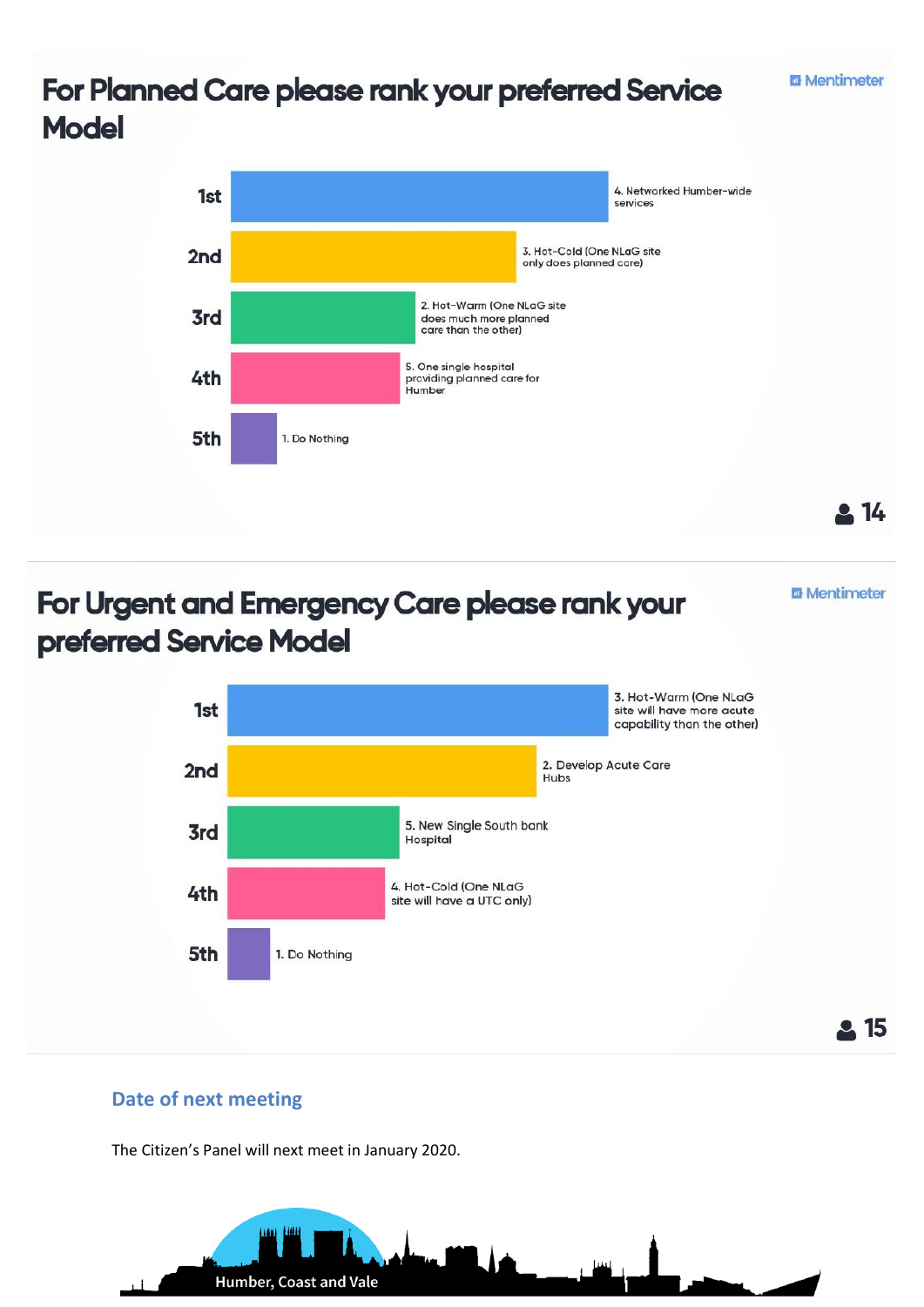## For Planned Care please rank your preferred Service Model

Mentimeter

1st
4. Networked Humber-wide services

2nd
3. Hot-Cold (One NLaG site only does planned care)

3rd
2. Hot-Warm (One NLaG site does much more planned care than the other)

4th
5. One single hospital providing planned care for Humber

5th
1. Do Nothing

14

## For Urgent and Emergency Care please rank your preferred Service Model

Mentimeter

1st
3. Hot-Warm (One NLaG site will have more acute capability than the other)

2nd
2. Develop Acute Care Hubs

3rd
5. New Single South bank Hospital

4th
4. Hot-Cold (One NLaG site will have a UTC only)

5th
1. Do Nothing

15

## Date of next meeting

The Citizen's Panel will next meet in January 2020.

Humber, Coast and Vale